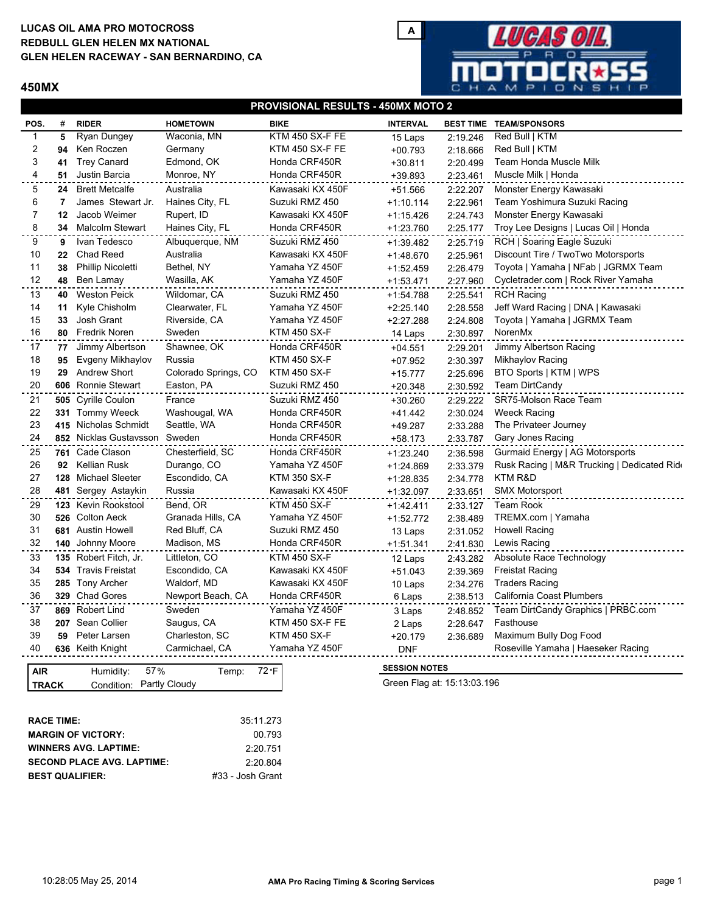**LUCAS OIL AMA PRO MOTOCROSS**
**REDBULL GLEN HELEN MX NATIONAL**
**GLEN HELEN RACEWAY - SAN BERNARDINO, CA**

A

## 450MX

### PROVISIONAL RESULTS - 450MX MOTO 2

| POS. | # | RIDER | HOMETOWN | BIKE | INTERVAL | BEST TIME | TEAM/SPONSORS |
|---|---|---|---|---|---|---|---|
| 1 | 5 | Ryan Dungey | Waconia, MN | KTM 450 SX-F FE | 15 Laps | 2:19.246 | Red Bull \| KTM |
| 2 | 94 | Ken Roczen | Germany | KTM 450 SX-F FE | +00.793 | 2:18.666 | Red Bull \| KTM |
| 3 | 41 | Trey Canard | Edmond, OK | Honda CRF450R | +30.811 | 2:20.499 | Team Honda Muscle Milk |
| 4 | 51 | Justin Barcia | Monroe, NY | Honda CRF450R | +39.893 | 2:23.461 | Muscle Milk \| Honda |
| 5 | 24 | Brett Metcalfe | Australia | Kawasaki KX 450F | +51.566 | 2:22.207 | Monster Energy Kawasaki |
| 6 | 7 | James Stewart Jr. | Haines City, FL | Suzuki RMZ 450 | +1:10.114 | 2:22.961 | Team Yoshimura Suzuki Racing |
| 7 | 12 | Jacob Weimer | Rupert, ID | Kawasaki KX 450F | +1:15.426 | 2:24.743 | Monster Energy Kawasaki |
| 8 | 34 | Malcolm Stewart | Haines City, FL | Honda CRF450R | +1:23.760 | 2:25.177 | Troy Lee Designs \| Lucas Oil \| Honda |
| 9 | 9 | Ivan Tedesco | Albuquerque, NM | Suzuki RMZ 450 | +1:39.482 | 2:25.719 | RCH \| Soaring Eagle Suzuki |
| 10 | 22 | Chad Reed | Australia | Kawasaki KX 450F | +1:48.670 | 2:25.961 | Discount Tire / TwoTwo Motorsports |
| 11 | 38 | Phillip Nicoletti | Bethel, NY | Yamaha YZ 450F | +1:52.459 | 2:26.479 | Toyota \| Yamaha \| NFab \| JGRMX Team |
| 12 | 48 | Ben Lamay | Wasilla, AK | Yamaha YZ 450F | +1:53.471 | 2:27.960 | Cycletrader.com \| Rock River Yamaha |
| 13 | 40 | Weston Peick | Wildomar, CA | Suzuki RMZ 450 | +1:54.788 | 2:25.541 | RCH Racing |
| 14 | 11 | Kyle Chisholm | Clearwater, FL | Yamaha YZ 450F | +2:25.140 | 2:28.558 | Jeff Ward Racing \| DNA \| Kawasaki |
| 15 | 33 | Josh Grant | Riverside, CA | Yamaha YZ 450F | +2:27.288 | 2:24.808 | Toyota \| Yamaha \| JGRMX Team |
| 16 | 80 | Fredrik Noren | Sweden | KTM 450 SX-F | 14 Laps | 2:30.897 | NorenMx |
| 17 | 77 | Jimmy Albertson | Shawnee, OK | Honda CRF450R | +04.551 | 2:29.201 | Jimmy Albertson Racing |
| 18 | 95 | Evgeny Mikhaylov | Russia | KTM 450 SX-F | +07.952 | 2:30.397 | Mikhaylov Racing |
| 19 | 29 | Andrew Short | Colorado Springs, CO | KTM 450 SX-F | +15.777 | 2:25.696 | BTO Sports \| KTM \| WPS |
| 20 | 606 | Ronnie Stewart | Easton, PA | Suzuki RMZ 450 | +20.348 | 2:30.592 | Team DirtCandy |
| 21 | 505 | Cyrille Coulon | France | Suzuki RMZ 450 | +30.260 | 2:29.222 | SR75-Molson Race Team |
| 22 | 331 | Tommy Weeck | Washougal, WA | Honda CRF450R | +41.442 | 2:30.024 | Weeck Racing |
| 23 | 415 | Nicholas Schmidt | Seattle, WA | Honda CRF450R | +49.287 | 2:33.288 | The Privateer Journey |
| 24 | 852 | Nicklas Gustavsson | Sweden | Honda CRF450R | +58.173 | 2:33.787 | Gary Jones Racing |
| 25 | 761 | Cade Clason | Chesterfield, SC | Honda CRF450R | +1:23.240 | 2:36.598 | Gurmaid Energy \| AG Motorsports |
| 26 | 92 | Kellian Rusk | Durango, CO | Yamaha YZ 450F | +1:24.869 | 2:33.379 | Rusk Racing \| M&R Trucking \| Dedicated Rid |
| 27 | 128 | Michael Sleeter | Escondido, CA | KTM 350 SX-F | +1:28.835 | 2:34.778 | KTM R&D |
| 28 | 481 | Sergey Astaykin | Russia | Kawasaki KX 450F | +1:32.097 | 2:33.651 | SMX Motorsport |
| 29 | 123 | Kevin Rookstool | Bend, OR | KTM 450 SX-F | +1:42.411 | 2:33.127 | Team Rook |
| 30 | 526 | Colton Aeck | Granada Hills, CA | Yamaha YZ 450F | +1:52.772 | 2:38.489 | TREMX.com \| Yamaha |
| 31 | 681 | Austin Howell | Red Bluff, CA | Suzuki RMZ 450 | 13 Laps | 2:31.052 | Howell Racing |
| 32 | 140 | Johnny Moore | Madison, MS | Honda CRF450R | +1:51.341 | 2:41.830 | Lewis Racing |
| 33 | 135 | Robert Fitch, Jr. | Littleton, CO | KTM 450 SX-F | 12 Laps | 2:43.282 | Absolute Race Technology |
| 34 | 534 | Travis Freistat | Escondido, CA | Kawasaki KX 450F | +51.043 | 2:39.369 | Freistat Racing |
| 35 | 285 | Tony Archer | Waldorf, MD | Kawasaki KX 450F | 10 Laps | 2:34.276 | Traders Racing |
| 36 | 329 | Chad Gores | Newport Beach, CA | Honda CRF450R | 6 Laps | 2:38.513 | California Coast Plumbers |
| 37 | 869 | Robert Lind | Sweden | Yamaha YZ 450F | 3 Laps | 2:48.852 | Team DirtCandy Graphics \| PRBC.com |
| 38 | 207 | Sean Collier | Saugus, CA | KTM 450 SX-F FE | 2 Laps | 2:28.647 | Fasthouse |
| 39 | 59 | Peter Larsen | Charleston, SC | KTM 450 SX-F | +20.179 | 2:36.689 | Maximum Bully Dog Food |
| 40 | 636 | Keith Knight | Carmichael, CA | Yamaha YZ 450F | DNF | | Roseville Yamaha \| Haeseker Racing |

| | | |
|---|---|---|
| **AIR** | Humidity: 57% | Temp: 72°F |
| **TRACK** | Condition: Partly Cloudy | |

**SESSION NOTES**

Green Flag at: 15:13:03.196

| | |
|---|---|
| **RACE TIME:** | 35:11.273 |
| **MARGIN OF VICTORY:** | 00.793 |
| **WINNERS AVG. LAPTIME:** | 2:20.751 |
| **SECOND PLACE AVG. LAPTIME:** | 2:20.804 |
| **BEST QUALIFIER:** | #33 - Josh Grant |

10:28:05 May 25, 2014

**AMA Pro Racing Timing & Scoring Services**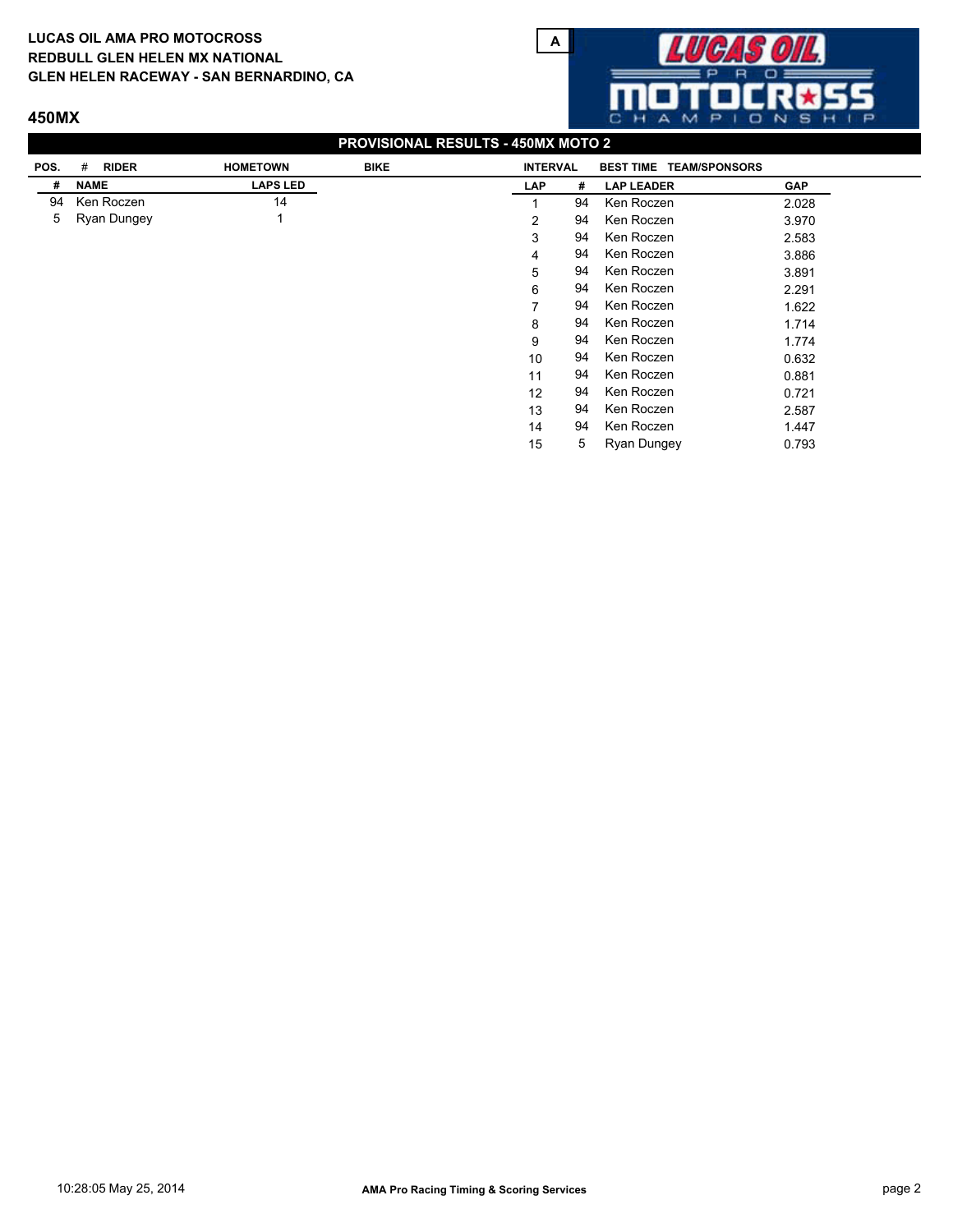LUCAS OIL AMA PRO MOTOCROSS
REDBULL GLEN HELEN MX NATIONAL
GLEN HELEN RACEWAY - SAN BERNARDINO, CA

A

## 450MX

### PROVISIONAL RESULTS - 450MX MOTO 2

| POS. | # | RIDER | HOMETOWN | BIKE | INTERVAL | BEST TIME | TEAM/SPONSORS |
|---|---|---|---|---|---|---|---|

| # | NAME | LAPS LED |
|---|---|---|
| 94 | Ken Roczen | 14 |
| 5 | Ryan Dungey | 1 |

| LAP | # | LAP LEADER | GAP |
|---|---|---|---|
| 1 | 94 | Ken Roczen | 2.028 |
| 2 | 94 | Ken Roczen | 3.970 |
| 3 | 94 | Ken Roczen | 2.583 |
| 4 | 94 | Ken Roczen | 3.886 |
| 5 | 94 | Ken Roczen | 3.891 |
| 6 | 94 | Ken Roczen | 2.291 |
| 7 | 94 | Ken Roczen | 1.622 |
| 8 | 94 | Ken Roczen | 1.714 |
| 9 | 94 | Ken Roczen | 1.774 |
| 10 | 94 | Ken Roczen | 0.632 |
| 11 | 94 | Ken Roczen | 0.881 |
| 12 | 94 | Ken Roczen | 0.721 |
| 13 | 94 | Ken Roczen | 2.587 |
| 14 | 94 | Ken Roczen | 1.447 |
| 15 | 5 | Ryan Dungey | 0.793 |

10:28:05 May 25, 2014

AMA Pro Racing Timing & Scoring Services